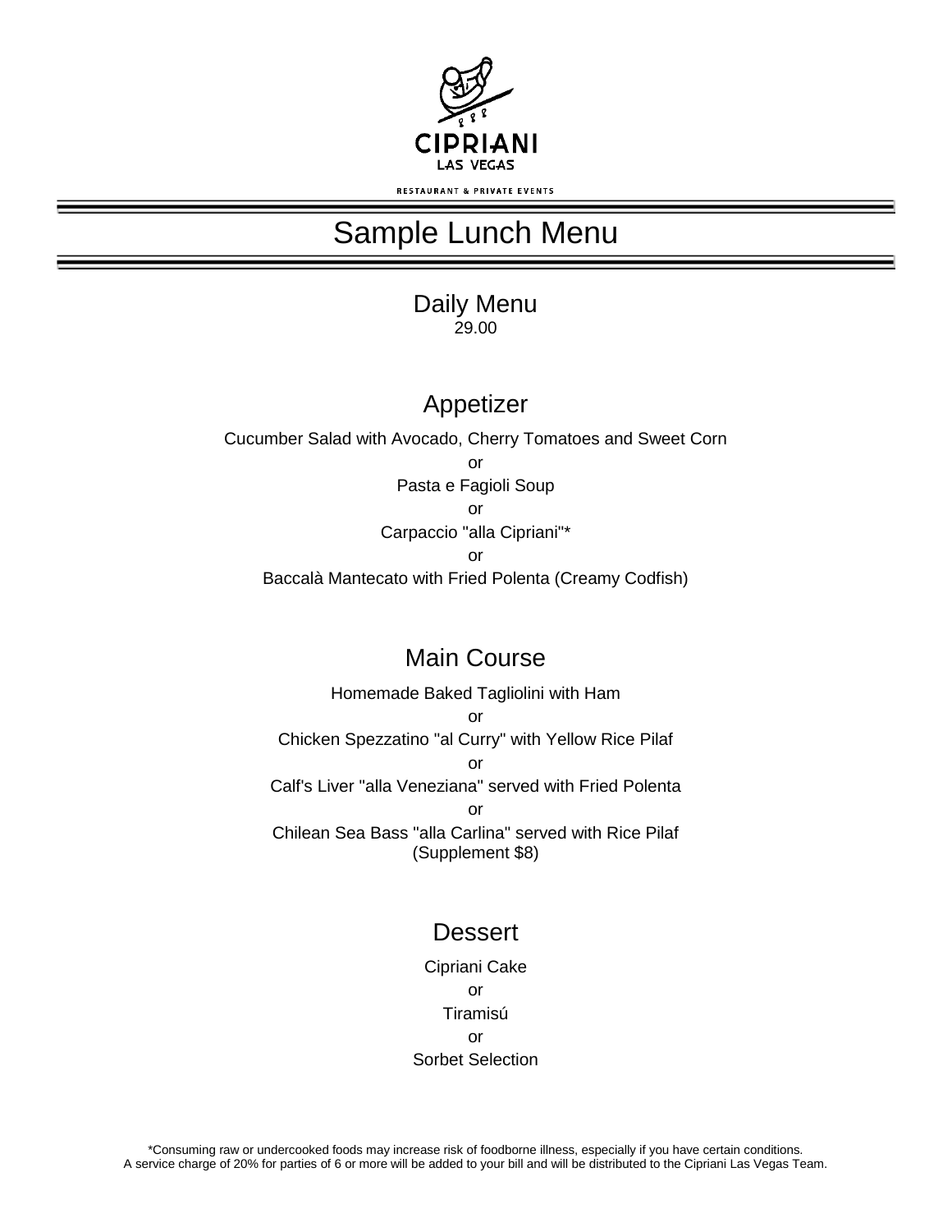CIPRIANI

LAS VEGAS

RESTAURANT & PRIVATE EVENTS

# Sample Lunch Menu

## Daily Menu

29.00

### Appetizer

Cucumber Salad with Avocado, Cherry Tomatoes and Sweet Corn

or

Pasta e Fagioli Soup

or

Carpaccio "alla Cipriani"*

or

Baccalà Mantecato with Fried Polenta (Creamy Codfish)

### Main Course

Homemade Baked Tagliolini with Ham

or

Chicken Spezzatino "al Curry" with Yellow Rice Pilaf

or

Calf's Liver "alla Veneziana" served with Fried Polenta

or

Chilean Sea Bass "alla Carlina" served with Rice Pilaf
(Supplement $8)

### Dessert

Cipriani Cake

or

Tiramisú

or

Sorbet Selection

*Consuming raw or undercooked foods may increase risk of foodborne illness, especially if you have certain conditions.
A service charge of 20% for parties of 6 or more will be added to your bill and will be distributed to the Cipriani Las Vegas Team.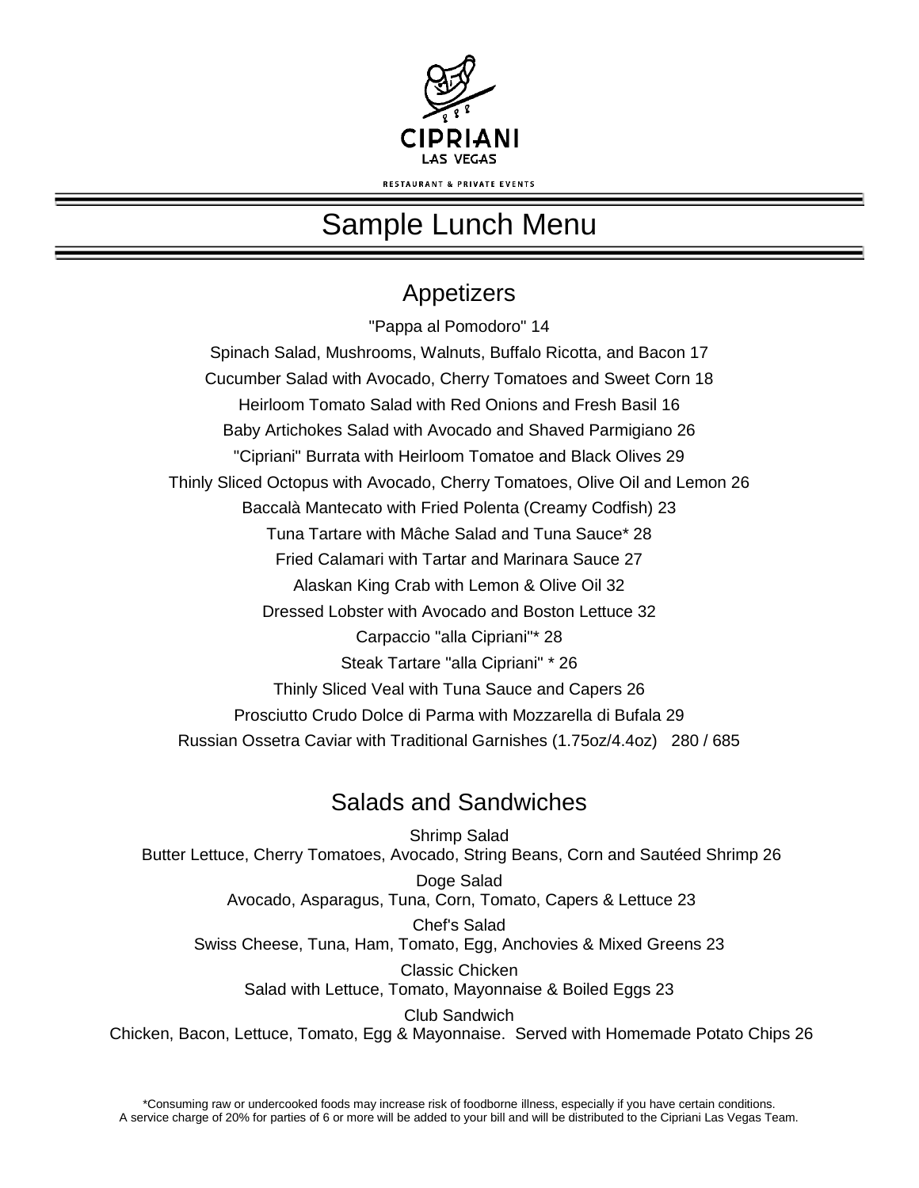CIPRIANI
LAS VEGAS

RESTAURANT & PRIVATE EVENTS

# Sample Lunch Menu

## Appetizers

"Pappa al Pomodoro" 14

Spinach Salad, Mushrooms, Walnuts, Buffalo Ricotta, and Bacon 17

Cucumber Salad with Avocado, Cherry Tomatoes and Sweet Corn 18

Heirloom Tomato Salad with Red Onions and Fresh Basil 16

Baby Artichokes Salad with Avocado and Shaved Parmigiano 26

"Cipriani" Burrata with Heirloom Tomatoe and Black Olives 29

Thinly Sliced Octopus with Avocado, Cherry Tomatoes, Olive Oil and Lemon 26

Baccalà Mantecato with Fried Polenta (Creamy Codfish) 23

Tuna Tartare with Mâche Salad and Tuna Sauce* 28

Fried Calamari with Tartar and Marinara Sauce 27

Alaskan King Crab with Lemon & Olive Oil 32

Dressed Lobster with Avocado and Boston Lettuce 32

Carpaccio "alla Cipriani"* 28

Steak Tartare "alla Cipriani" * 26

Thinly Sliced Veal with Tuna Sauce and Capers 26

Prosciutto Crudo Dolce di Parma with Mozzarella di Bufala 29

Russian Ossetra Caviar with Traditional Garnishes (1.75oz/4.4oz) 280 / 685

## Salads and Sandwiches

Shrimp Salad
Butter Lettuce, Cherry Tomatoes, Avocado, String Beans, Corn and Sautéed Shrimp 26

Doge Salad
Avocado, Asparagus, Tuna, Corn, Tomato, Capers & Lettuce 23

Chef's Salad
Swiss Cheese, Tuna, Ham, Tomato, Egg, Anchovies & Mixed Greens 23

Classic Chicken
Salad with Lettuce, Tomato, Mayonnaise & Boiled Eggs 23

Club Sandwich
Chicken, Bacon, Lettuce, Tomato, Egg & Mayonnaise. Served with Homemade Potato Chips 26

*Consuming raw or undercooked foods may increase risk of foodborne illness, especially if you have certain conditions.
A service charge of 20% for parties of 6 or more will be added to your bill and will be distributed to the Cipriani Las Vegas Team.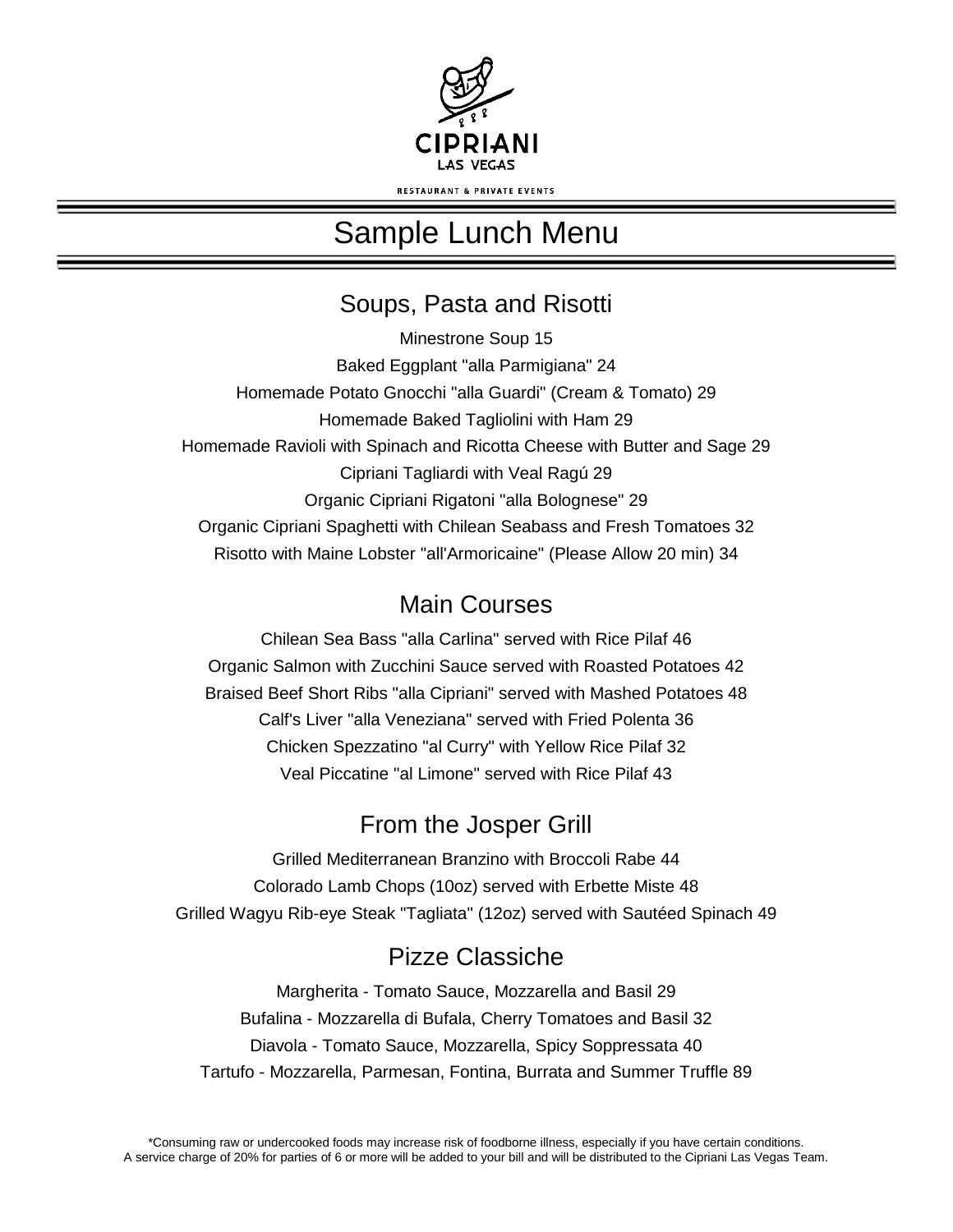CIPRIANI

LAS VEGAS

RESTAURANT & PRIVATE EVENTS

# Sample Lunch Menu

## Soups, Pasta and Risotti

Minestrone Soup 15

Baked Eggplant "alla Parmigiana" 24

Homemade Potato Gnocchi "alla Guardi" (Cream & Tomato) 29

Homemade Baked Tagliolini with Ham 29

Homemade Ravioli with Spinach and Ricotta Cheese with Butter and Sage 29

Cipriani Tagliardi with Veal Ragú 29

Organic Cipriani Rigatoni "alla Bolognese" 29

Organic Cipriani Spaghetti with Chilean Seabass and Fresh Tomatoes 32

Risotto with Maine Lobster "all'Armoricaine" (Please Allow 20 min) 34

## Main Courses

Chilean Sea Bass "alla Carlina" served with Rice Pilaf 46

Organic Salmon with Zucchini Sauce served with Roasted Potatoes 42

Braised Beef Short Ribs "alla Cipriani" served with Mashed Potatoes 48

Calf's Liver "alla Veneziana" served with Fried Polenta 36

Chicken Spezzatino "al Curry" with Yellow Rice Pilaf 32

Veal Piccatine "al Limone" served with Rice Pilaf 43

## From the Josper Grill

Grilled Mediterranean Branzino with Broccoli Rabe 44

Colorado Lamb Chops (10oz) served with Erbette Miste 48

Grilled Wagyu Rib-eye Steak "Tagliata" (12oz) served with Sautéed Spinach 49

## Pizze Classiche

Margherita - Tomato Sauce, Mozzarella and Basil 29

Bufalina - Mozzarella di Bufala, Cherry Tomatoes and Basil 32

Diavola - Tomato Sauce, Mozzarella, Spicy Soppressata 40

Tartufo - Mozzarella, Parmesan, Fontina, Burrata and Summer Truffle 89

*Consuming raw or undercooked foods may increase risk of foodborne illness, especially if you have certain conditions.
A service charge of 20% for parties of 6 or more will be added to your bill and will be distributed to the Cipriani Las Vegas Team.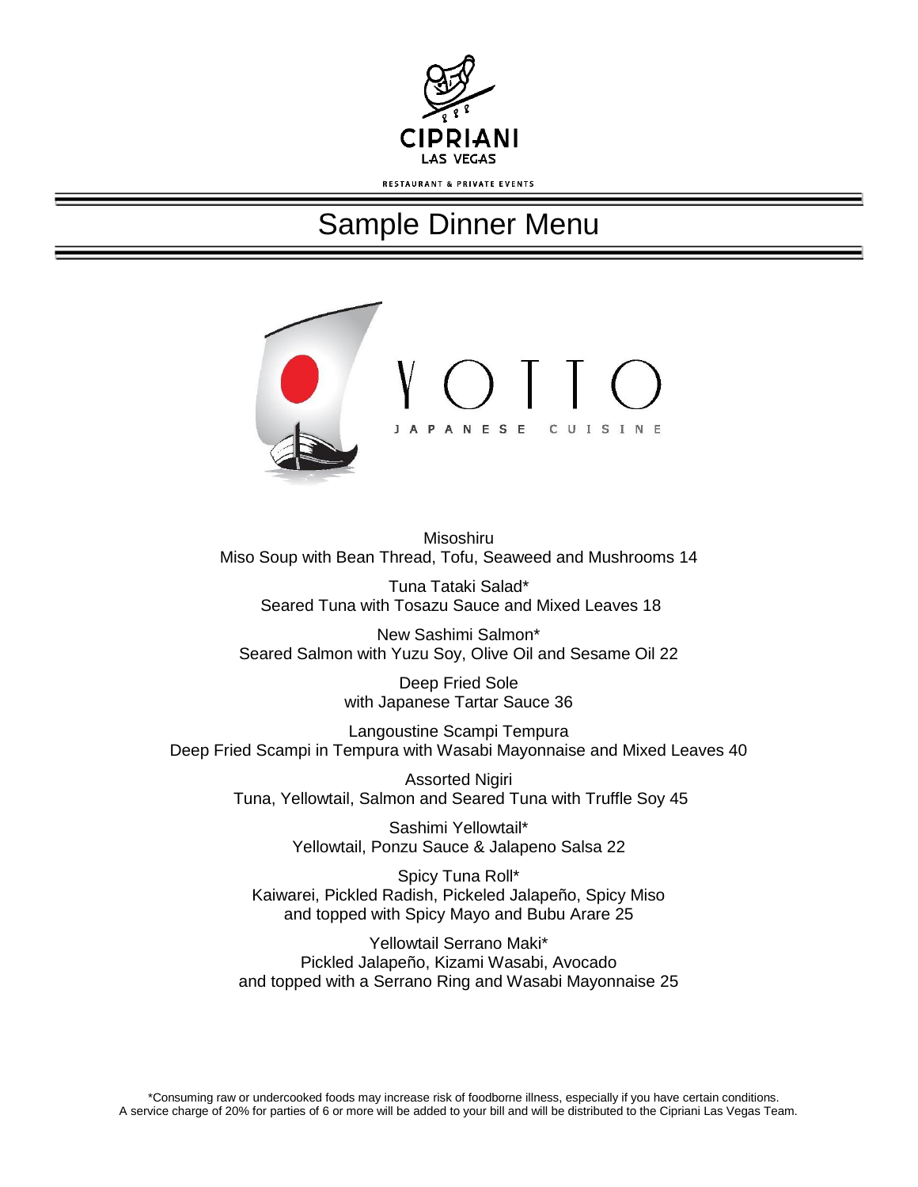CIPRIANI

LAS VEGAS

RESTAURANT & PRIVATE EVENTS

# Sample Dinner Menu

YOTTO

JAPANESE CUISINE

Misoshiru
Miso Soup with Bean Thread, Tofu, Seaweed and Mushrooms 14

Tuna Tataki Salad*
Seared Tuna with Tosazu Sauce and Mixed Leaves 18

New Sashimi Salmon*
Seared Salmon with Yuzu Soy, Olive Oil and Sesame Oil 22

Deep Fried Sole
with Japanese Tartar Sauce 36

Langoustine Scampi Tempura
Deep Fried Scampi in Tempura with Wasabi Mayonnaise and Mixed Leaves 40

Assorted Nigiri
Tuna, Yellowtail, Salmon and Seared Tuna with Truffle Soy 45

Sashimi Yellowtail*
Yellowtail, Ponzu Sauce & Jalapeno Salsa 22

Spicy Tuna Roll*
Kaiwarei, Pickled Radish, Pickeled Jalapeño, Spicy Miso
and topped with Spicy Mayo and Bubu Arare 25

Yellowtail Serrano Maki*
Pickled Jalapeño, Kizami Wasabi, Avocado
and topped with a Serrano Ring and Wasabi Mayonnaise 25

*Consuming raw or undercooked foods may increase risk of foodborne illness, especially if you have certain conditions.
A service charge of 20% for parties of 6 or more will be added to your bill and will be distributed to the Cipriani Las Vegas Team.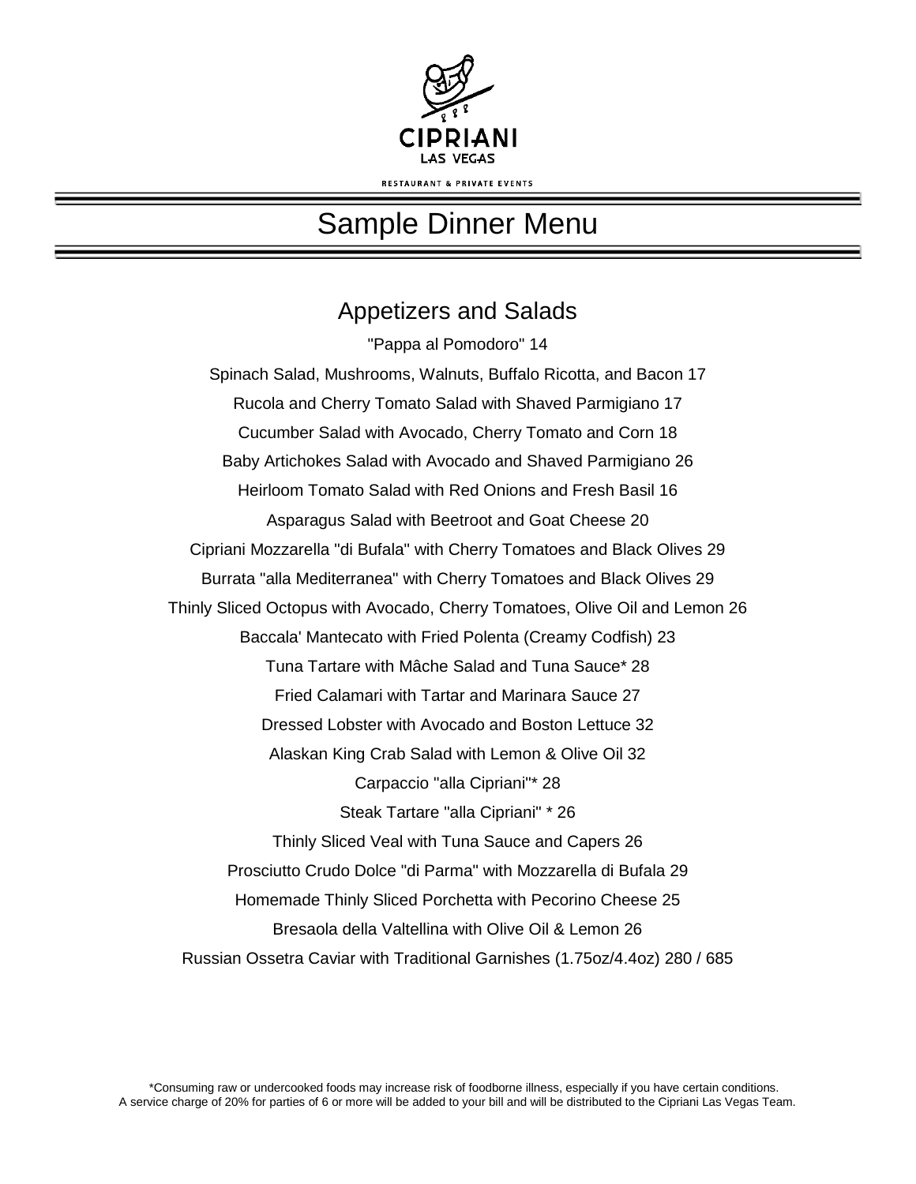CIPRIANI

LAS VEGAS

RESTAURANT & PRIVATE EVENTS

# Sample Dinner Menu

## Appetizers and Salads

"Pappa al Pomodoro" 14

Spinach Salad, Mushrooms, Walnuts, Buffalo Ricotta, and Bacon 17

Rucola and Cherry Tomato Salad with Shaved Parmigiano 17

Cucumber Salad with Avocado, Cherry Tomato and Corn 18

Baby Artichokes Salad with Avocado and Shaved Parmigiano 26

Heirloom Tomato Salad with Red Onions and Fresh Basil 16

Asparagus Salad with Beetroot and Goat Cheese 20

Cipriani Mozzarella "di Bufala" with Cherry Tomatoes and Black Olives 29

Burrata "alla Mediterranea" with Cherry Tomatoes and Black Olives 29

Thinly Sliced Octopus with Avocado, Cherry Tomatoes, Olive Oil and Lemon 26

Baccala' Mantecato with Fried Polenta (Creamy Codfish) 23

Tuna Tartare with Mâche Salad and Tuna Sauce* 28

Fried Calamari with Tartar and Marinara Sauce 27

Dressed Lobster with Avocado and Boston Lettuce 32

Alaskan King Crab Salad with Lemon & Olive Oil 32

Carpaccio "alla Cipriani"* 28

Steak Tartare "alla Cipriani" * 26

Thinly Sliced Veal with Tuna Sauce and Capers 26

Prosciutto Crudo Dolce "di Parma" with Mozzarella di Bufala 29

Homemade Thinly Sliced Porchetta with Pecorino Cheese 25

Bresaola della Valtellina with Olive Oil & Lemon 26

Russian Ossetra Caviar with Traditional Garnishes (1.75oz/4.4oz) 280 / 685

*Consuming raw or undercooked foods may increase risk of foodborne illness, especially if you have certain conditions.
A service charge of 20% for parties of 6 or more will be added to your bill and will be distributed to the Cipriani Las Vegas Team.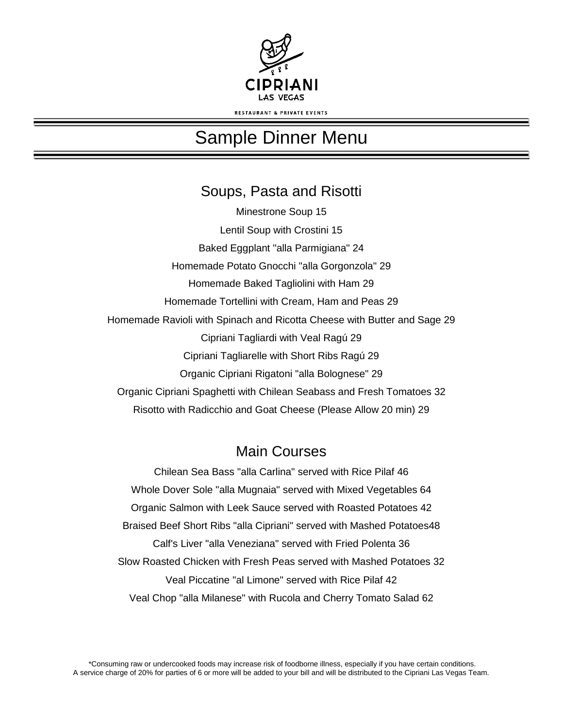CIPRIANI

LAS VEGAS

RESTAURANT & PRIVATE EVENTS

# Sample Dinner Menu

## Soups, Pasta and Risotti

Minestrone Soup 15

Lentil Soup with Crostini 15

Baked Eggplant "alla Parmigiana" 24

Homemade Potato Gnocchi "alla Gorgonzola" 29

Homemade Baked Tagliolini with Ham 29

Homemade Tortellini with Cream, Ham and Peas 29

Homemade Ravioli with Spinach and Ricotta Cheese with Butter and Sage 29

Cipriani Tagliardi with Veal Ragú 29

Cipriani Tagliarelle with Short Ribs Ragú 29

Organic Cipriani Rigatoni "alla Bolognese" 29

Organic Cipriani Spaghetti with Chilean Seabass and Fresh Tomatoes 32

Risotto with Radicchio and Goat Cheese (Please Allow 20 min) 29

## Main Courses

Chilean Sea Bass "alla Carlina" served with Rice Pilaf 46

Whole Dover Sole "alla Mugnaia" served with Mixed Vegetables 64

Organic Salmon with Leek Sauce served with Roasted Potatoes 42

Braised Beef Short Ribs "alla Cipriani" served with Mashed Potatoes48

Calf's Liver "alla Veneziana" served with Fried Polenta 36

Slow Roasted Chicken with Fresh Peas served with Mashed Potatoes 32

Veal Piccatine "al Limone" served with Rice Pilaf 42

Veal Chop "alla Milanese" with Rucola and Cherry Tomato Salad 62

*Consuming raw or undercooked foods may increase risk of foodborne illness, especially if you have certain conditions.
A service charge of 20% for parties of 6 or more will be added to your bill and will be distributed to the Cipriani Las Vegas Team.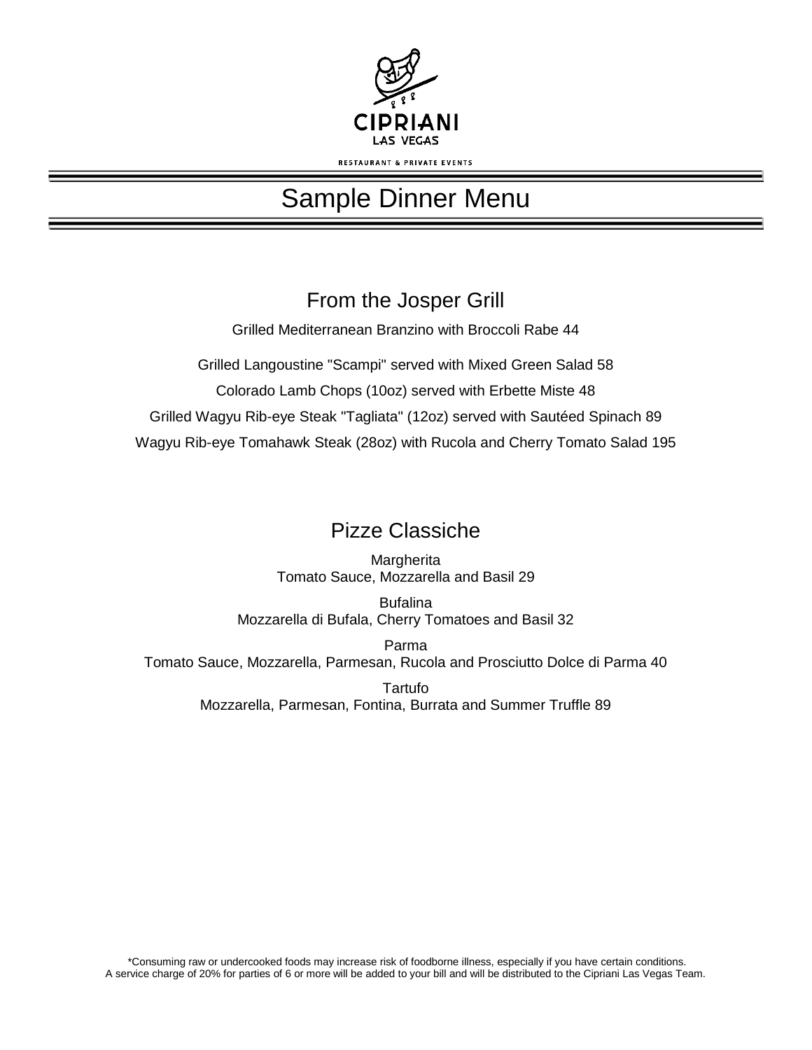CIPRIANI

LAS VEGAS

RESTAURANT & PRIVATE EVENTS

# Sample Dinner Menu

## From the Josper Grill

Grilled Mediterranean Branzino with Broccoli Rabe 44

Grilled Langoustine "Scampi" served with Mixed Green Salad 58

Colorado Lamb Chops (10oz) served with Erbette Miste 48

Grilled Wagyu Rib-eye Steak "Tagliata" (12oz) served with Sautéed Spinach 89

Wagyu Rib-eye Tomahawk Steak (28oz) with Rucola and Cherry Tomato Salad 195

## Pizze Classiche

Margherita
Tomato Sauce, Mozzarella and Basil 29

Bufalina
Mozzarella di Bufala, Cherry Tomatoes and Basil 32

Parma
Tomato Sauce, Mozzarella, Parmesan, Rucola and Prosciutto Dolce di Parma 40

Tartufo
Mozzarella, Parmesan, Fontina, Burrata and Summer Truffle 89

*Consuming raw or undercooked foods may increase risk of foodborne illness, especially if you have certain conditions.
A service charge of 20% for parties of 6 or more will be added to your bill and will be distributed to the Cipriani Las Vegas Team.